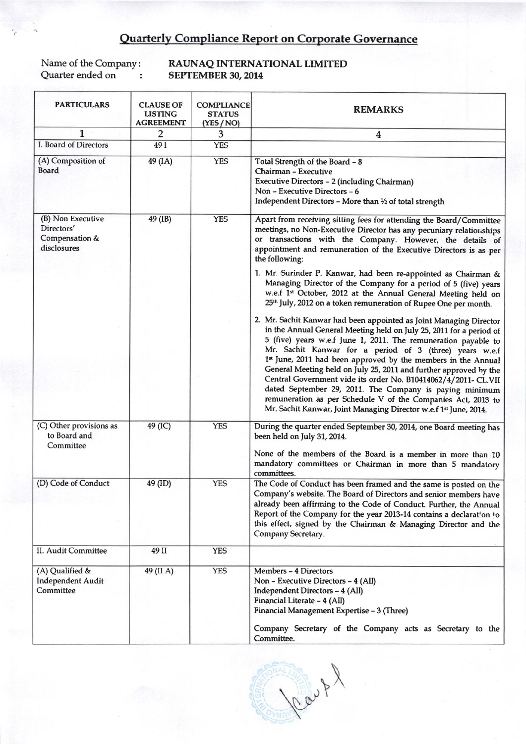# Quarterly Compliance Report on Corporate Governance

Name of the Company: **RAUNAQ INTERNATIONAL LIMITED**
Quarter ended on : **SEPTEMBER 30, 2014**

| PARTICULARS | CLAUSE OF LISTING AGREEMENT | COMPLIANCE STATUS (YES / NO) | REMARKS |
|---|---|---|---|
| 1 | 2 | 3 | 4 |
| I. Board of Directors | 49 I | YES | |
| (A) Composition of Board | 49 (IA) | YES | Total Strength of the Board - 8<br>Chairman - Executive<br>Executive Directors - 2 (including Chairman)<br>Non - Executive Directors - 6<br>Independent Directors - More than ½ of total strength |
| (B) Non Executive Directors' Compensation & disclosures | 49 (IB) | YES | Apart from receiving sitting fees for attending the Board/Committee meetings, no Non-Executive Director has any pecuniary relationships or transactions with the Company. However, the details of appointment and remuneration of the Executive Directors is as per the following:<br>1. Mr. Surinder P. Kanwar, had been re-appointed as Chairman & Managing Director of the Company for a period of 5 (five) years w.e.f 1st October, 2012 at the Annual General Meeting held on 25th July, 2012 on a token remuneration of Rupee One per month.<br>2. Mr. Sachit Kanwar had been appointed as Joint Managing Director in the Annual General Meeting held on July 25, 2011 for a period of 5 (five) years w.e.f June 1, 2011. The remuneration payable to Mr. Sachit Kanwar for a period of 3 (three) years w.e.f 1st June, 2011 had been approved by the members in the Annual General Meeting held on July 25, 2011 and further approved by the Central Government vide its order No. B10414062/4/2011- CL.VII dated September 29, 2011. The Company is paying minimum remuneration as per Schedule V of the Companies Act, 2013 to Mr. Sachit Kanwar, Joint Managing Director w.e.f 1st June, 2014. |
| (C) Other provisions as to Board and Committee | 49 (IC) | YES | During the quarter ended September 30, 2014, one Board meeting has been held on July 31, 2014.<br>None of the members of the Board is a member in more than 10 mandatory committees or Chairman in more than 5 mandatory committees. |
| (D) Code of Conduct | 49 (ID) | YES | The Code of Conduct has been framed and the same is posted on the Company's website. The Board of Directors and senior members have already been affirming to the Code of Conduct. Further, the Annual Report of the Company for the year 2013-14 contains a declaration to this effect, signed by the Chairman & Managing Director and the Company Secretary. |
| II. Audit Committee | 49 II | YES | |
| (A) Qualified & Independent Audit Committee | 49 (II A) | YES | Members - 4 Directors<br>Non - Executive Directors - 4 (All)<br>Independent Directors - 4 (All)<br>Financial Literate - 4 (All)<br>Financial Management Expertise - 3 (Three)<br>Company Secretary of the Company acts as Secretary to the Committee. |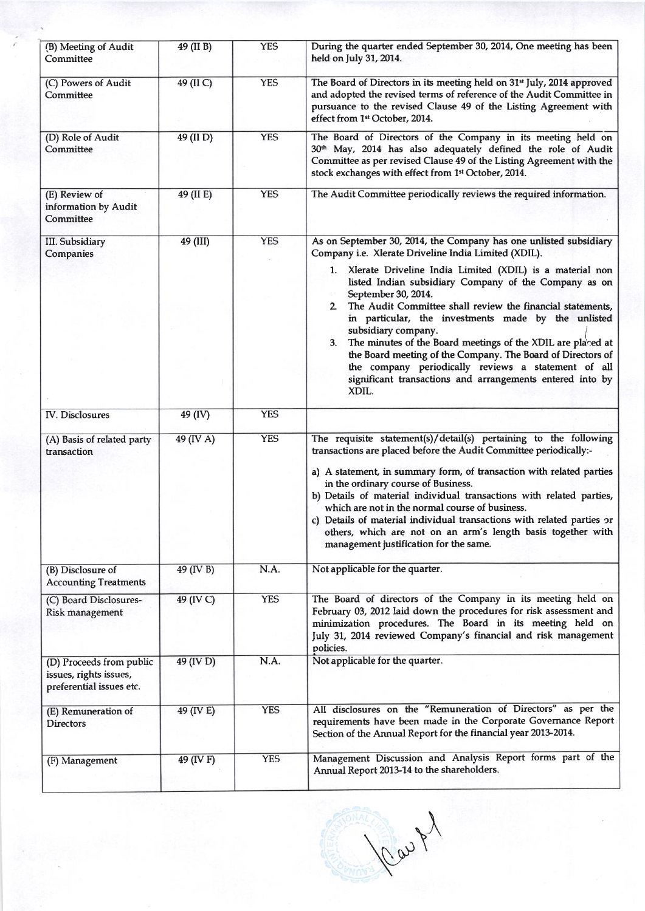| (B) Meeting of Audit Committee | 49 (II B) | YES | During the quarter ended September 30, 2014, One meeting has been held on July 31, 2014. |
|---|---|---|---|
| (C) Powers of Audit Committee | 49 (II C) | YES | The Board of Directors in its meeting held on 31st July, 2014 approved and adopted the revised terms of reference of the Audit Committee in pursuance to the revised Clause 49 of the Listing Agreement with effect from 1st October, 2014. |
| (D) Role of Audit Committee | 49 (II D) | YES | The Board of Directors of the Company in its meeting held on 30th May, 2014 has also adequately defined the role of Audit Committee as per revised Clause 49 of the Listing Agreement with the stock exchanges with effect from 1st October, 2014. |
| (E) Review of information by Audit Committee | 49 (II E) | YES | The Audit Committee periodically reviews the required information. |
| III. Subsidiary Companies | 49 (III) | YES | As on September 30, 2014, the Company has one unlisted subsidiary Company i.e. Xlerate Driveline India Limited (XDIL).<br>1. Xlerate Driveline India Limited (XDIL) is a material non listed Indian subsidiary Company of the Company as on September 30, 2014.<br>2. The Audit Committee shall review the financial statements, in particular, the investments made by the unlisted subsidiary company.<br>3. The minutes of the Board meetings of the XDIL are placed at the Board meeting of the Company. The Board of Directors of the company periodically reviews a statement of all significant transactions and arrangements entered into by XDIL. |
| IV. Disclosures | 49 (IV) | YES | |
| (A) Basis of related party transaction | 49 (IV A) | YES | The requisite statement(s)/detail(s) pertaining to the following transactions are placed before the Audit Committee periodically:-<br>a) A statement, in summary form, of transaction with related parties in the ordinary course of Business.<br>b) Details of material individual transactions with related parties, which are not in the normal course of business.<br>c) Details of material individual transactions with related parties or others, which are not on an arm's length basis together with management justification for the same. |
| (B) Disclosure of Accounting Treatments | 49 (IV B) | N.A. | Not applicable for the quarter. |
| (C) Board Disclosures- Risk management | 49 (IV C) | YES | The Board of directors of the Company in its meeting held on February 03, 2012 laid down the procedures for risk assessment and minimization procedures. The Board in its meeting held on July 31, 2014 reviewed Company's financial and risk management policies. |
| (D) Proceeds from public issues, rights issues, preferential issues etc. | 49 (IV D) | N.A. | Not applicable for the quarter. |
| (E) Remuneration of Directors | 49 (IV E) | YES | All disclosures on the "Remuneration of Directors" as per the requirements have been made in the Corporate Governance Report Section of the Annual Report for the financial year 2013-2014. |
| (F) Management | 49 (IV F) | YES | Management Discussion and Analysis Report forms part of the Annual Report 2013-14 to the shareholders. |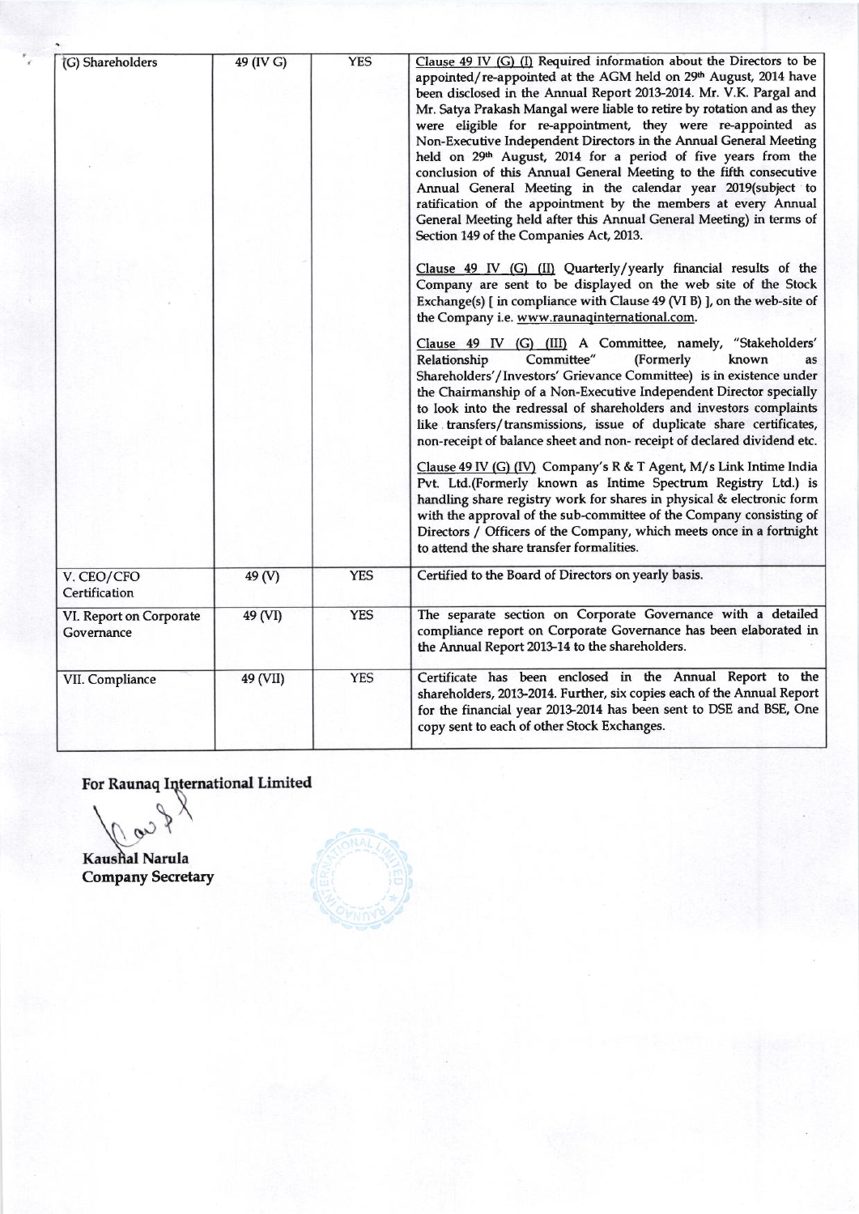| | | | |
|---|---|---|---|
| (G) Shareholders | 49 (IV G) | YES | Clause 49 IV (G) (I) Required information about the Directors to be appointed/re-appointed at the AGM held on 29th August, 2014 have been disclosed in the Annual Report 2013-2014. Mr. V.K. Pargal and Mr. Satya Prakash Mangal were liable to retire by rotation and as they were eligible for re-appointment, they were re-appointed as Non-Executive Independent Directors in the Annual General Meeting held on 29th August, 2014 for a period of five years from the conclusion of this Annual General Meeting to the fifth consecutive Annual General Meeting in the calendar year 2019(subject to ratification of the appointment by the members at every Annual General Meeting held after this Annual General Meeting) in terms of Section 149 of the Companies Act, 2013.<br><br>Clause 49 IV (G) (II) Quarterly/yearly financial results of the Company are sent to be displayed on the web site of the Stock Exchange(s) [ in compliance with Clause 49 (VI B) ], on the web-site of the Company i.e. www.raunaqinternational.com.<br><br>Clause 49 IV (G) (III) A Committee, namely, "Stakeholders' Relationship Committee" (Formerly known as Shareholders'/Investors' Grievance Committee) is in existence under the Chairmanship of a Non-Executive Independent Director specially to look into the redressal of shareholders and investors complaints like transfers/transmissions, issue of duplicate share certificates, non-receipt of balance sheet and non- receipt of declared dividend etc.<br><br>Clause 49 IV (G) (IV) Company's R & T Agent, M/s Link Intime India Pvt. Ltd.(Formerly known as Intime Spectrum Registry Ltd.) is handling share registry work for shares in physical & electronic form with the approval of the sub-committee of the Company consisting of Directors / Officers of the Company, which meets once in a fortnight to attend the share transfer formalities. |
| V. CEO/CFO Certification | 49 (V) | YES | Certified to the Board of Directors on yearly basis. |
| VI. Report on Corporate Governance | 49 (VI) | YES | The separate section on Corporate Governance with a detailed compliance report on Corporate Governance has been elaborated in the Annual Report 2013-14 to the shareholders. |
| VII. Compliance | 49 (VII) | YES | Certificate has been enclosed in the Annual Report to the shareholders, 2013-2014. Further, six copies each of the Annual Report for the financial year 2013-2014 has been sent to DSE and BSE, One copy sent to each of other Stock Exchanges. |

**For Raunaq International Limited**

**Kaushal Narula**
**Company Secretary**